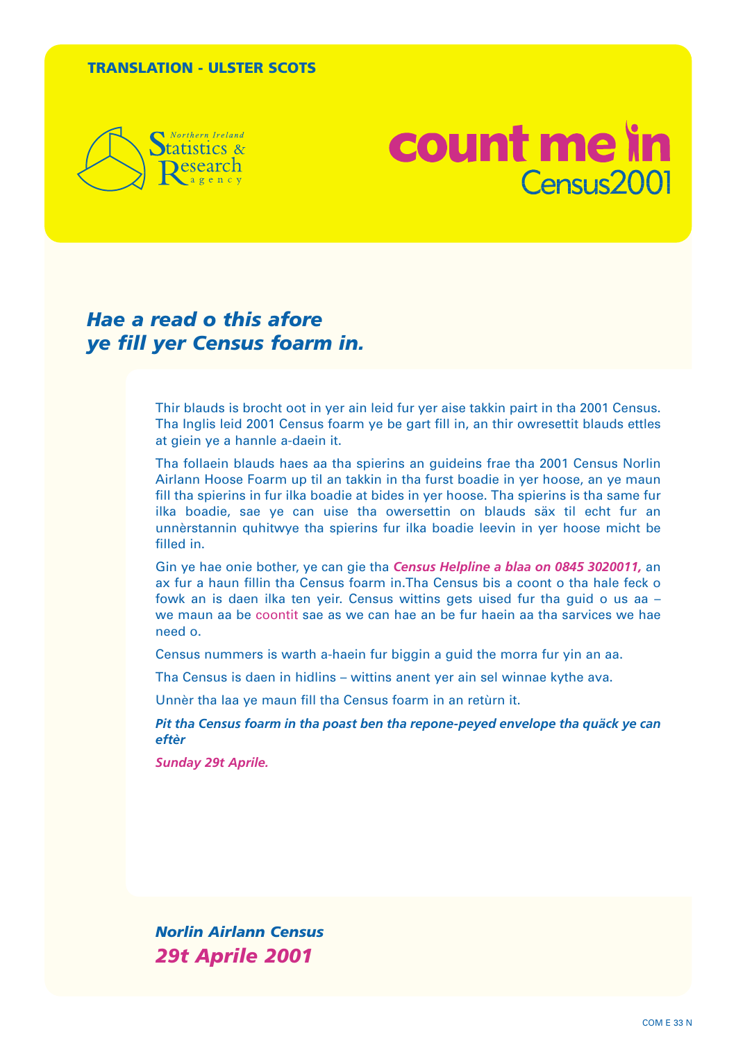**TRANSLATION - ULSTER SCOTS**

Northern Ireland Statistics & Research agency

**count me in**
Census2001

## *Hae a read o this afore ye fill yer Census foarm in.*

Thir blauds is brocht oot in yer ain leid fur yer aise takkin pairt in tha 2001 Census. Tha Inglis leid 2001 Census foarm ye be gart fill in, an thir owresettit blauds ettles at giein ye a hannle a-daein it.

Tha follaein blauds haes aa tha spierins an guideins frae tha 2001 Census Norlin Airlann Hoose Foarm up til an takkin in tha furst boadie in yer hoose, an ye maun fill tha spierins in fur ilka boadie at bides in yer hoose. Tha spierins is tha same fur ilka boadie, sae ye can uise tha owersettin on blauds säx til echt fur an unnèrstannin quhitwye tha spierins fur ilka boadie leevin in yer hoose micht be filled in.

Gin ye hae onie bother, ye can gie tha ***Census Helpline a blaa on 0845 3020011,*** an ax fur a haun fillin tha Census foarm in.Tha Census bis a coont o tha hale feck o fowk an is daen ilka ten yeir. Census wittins gets uised fur tha guid o us aa – we maun aa be coontit sae as we can hae an be fur haein aa tha services we hae need o.

Census nummers is warth a-haein fur biggin a guid the morra fur yin an aa.

Tha Census is daen in hidlins – wittins anent yer ain sel winnae kythe ava.

Unnèr tha laa ye maun fill tha Census foarm in an retùrn it.

***Pit tha Census foarm in tha poast ben tha repone-peyed envelope tha quäck ye can eftèr***

***Sunday 29t Aprile.***

***Norlin Airlann Census***
***29t Aprile 2001***

COM E 33 N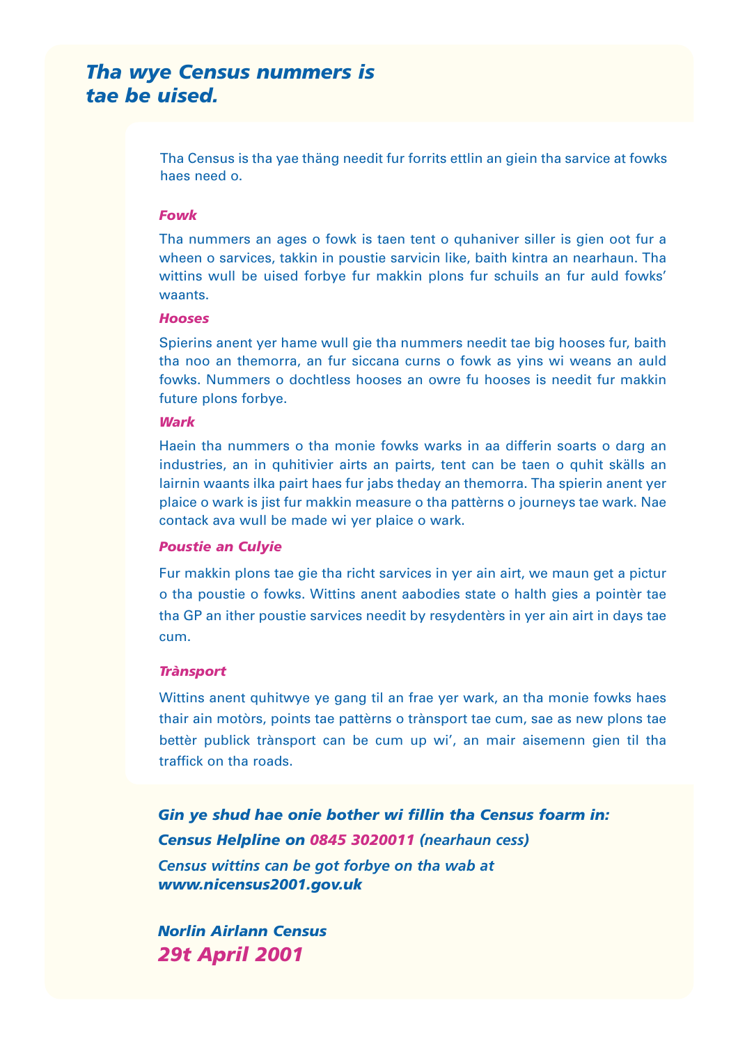## *Tha wye Census nummers is tae be uised.*

Tha Census is tha yae thäng needit fur forrits ettlin an giein tha sarvice at fowks haes need o.

### *Fowk*

Tha nummers an ages o fowk is taen tent o quhaniver siller is gien oot fur a wheen o sarvices, takkin in poustie sarvicin like, baith kintra an nearhaun. Tha wittins wull be uised forbye fur makkin plons fur schuils an fur auld fowks' waants.

### *Hooses*

Spierins anent yer hame wull gie tha nummers needit tae big hooses fur, baith tha noo an themorra, an fur siccana curns o fowk as yins wi weans an auld fowks. Nummers o dochtless hooses an owre fu hooses is needit fur makkin future plons forbye.

### *Wark*

Haein tha nummers o tha monie fowks warks in aa differin soarts o darg an industries, an in quhitivier airts an pairts, tent can be taen o quhit skälls an lairnin waants ilka pairt haes fur jabs theday an themorra. Tha spierin anent yer plaice o wark is jist fur makkin measure o tha pattèrns o journeys tae wark. Nae contack ava wull be made wi yer plaice o wark.

### *Poustie an Culyie*

Fur makkin plons tae gie tha richt sarvices in yer ain airt, we maun get a pictur o tha poustie o fowks. Wittins anent aabodies state o halth gies a pointèr tae tha GP an ither poustie sarvices needit by resydentèrs in yer ain airt in days tae cum.

### *Trànsport*

Wittins anent quhitwye ye gang til an frae yer wark, an tha monie fowks haes thair ain motòrs, points tae pattèrns o trànsport tae cum, sae as new plons tae bettèr publick trànsport can be cum up wi', an mair aisemenn gien til tha traffick on tha roads.

***Gin ye shud hae onie bother wi fillin tha Census foarm in:***

***Census Helpline on 0845 3020011 (nearhaun cess)***

***Census wittins can be got forbye on tha wab at www.nicensus2001.gov.uk***

***Norlin Airlann Census***

***29t April 2001***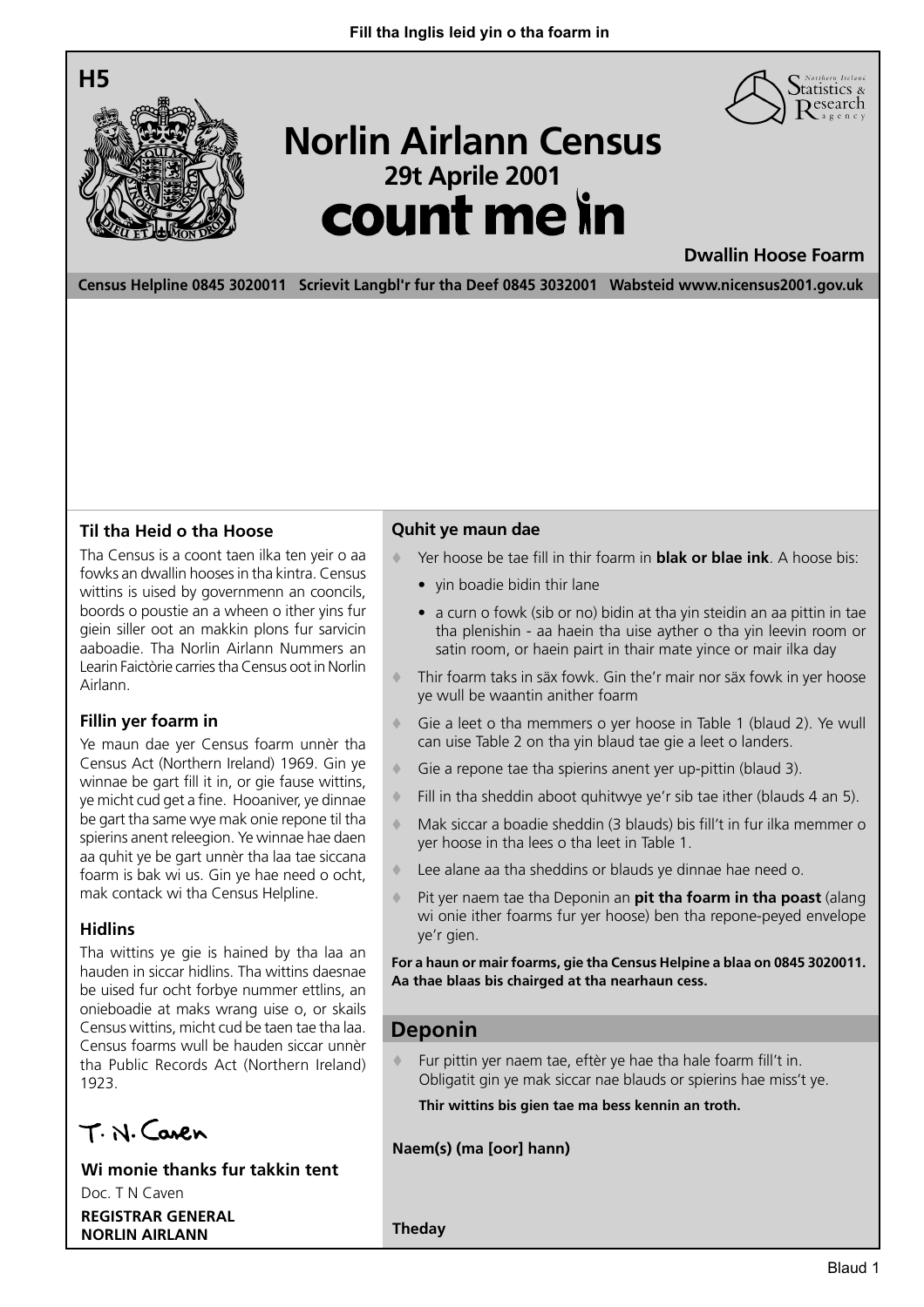**Fill tha Inglis leid yin o tha foarm in**

**H5**

# Norlin Airlann Census

## 29t Aprile 2001

## count me in

**Dwallin Hoose Foarm**

**Census Helpline 0845 3020011   Scrievit Langbl'r fur tha Deef 0845 3032001   Wabsteid www.nicensus2001.gov.uk**

### Til tha Heid o tha Hoose

Tha Census is a coont taen ilka ten yeir o aa fowks an dwallin hooses in tha kintra. Census wittins is uised by governmenn an cooncils, boords o poustie an a wheen o ither yins fur giein siller oot an makkin plons fur sarvicin aaboadie. Tha Norlin Airlann Nummers an Learin Faictòrie carries tha Census oot in Norlin Airlann.

### Fillin yer foarm in

Ye maun dae yer Census foarm unnèr tha Census Act (Northern Ireland) 1969. Gin ye winnae be gart fill it in, or gie fause wittins, ye micht cud get a fine. Hooaniver, ye dinnae be gart tha same wye mak onie repone til tha spierins anent releegion. Ye winnae hae daen aa quhit ye be gart unnèr tha laa tae siccana foarm is bak wi us. Gin ye hae need o ocht, mak contack wi tha Census Helpline.

### Hidlins

Tha wittins ye gie is hained by tha laa an hauden in siccar hidlins. Tha wittins daesnae be uised fur ocht forbye nummer ettlins, an onieboadie at maks wrang uise o, or skails Census wittins, micht cud be taen tae tha laa. Census foarms wull be hauden siccar unnèr tha Public Records Act (Northern Ireland) 1923.

T. N. Caven

**Wi monie thanks fur takkin tent**

Doc. T N Caven

**REGISTRAR GENERAL**
**NORLIN AIRLANN**

### Quhit ye maun dae

- Yer hoose be tae fill in thir foarm in **blak or blae ink**. A hoose bis:
  - yin boadie bidin thir lane
  - a curn o fowk (sib or no) bidin at tha yin steidin an aa pittin in tae tha plenishin - aa haein tha uise ayther o tha yin leevin room or satin room, or haein pairt in thair mate yince or mair ilka day
- Thir foarm taks in säx fowk. Gin the'r mair nor säx fowk in yer hoose ye wull be waantin anither foarm
- Gie a leet o tha memmers o yer hoose in Table 1 (blaud 2). Ye wull can uise Table 2 on tha yin blaud tae gie a leet o landers.
- Gie a repone tae tha spierins anent yer up-pittin (blaud 3).
- Fill in tha sheddin aboot quhitwye ye'r sib tae ither (blauds 4 an 5).
- Mak siccar a boadie sheddin (3 blauds) bis fill't in fur ilka memmer o yer hoose in tha lees o tha leet in Table 1.
- Lee alane aa tha sheddins or blauds ye dinnae hae need o.
- Pit yer naem tae tha Deponin an **pit tha foarm in tha poast** (alang wi onie ither foarms fur yer hoose) ben tha repone-peyed envelope ye'r gien.

**For a haun or mair foarms, gie tha Census Helpine a blaa on 0845 3020011. Aa thae blaas bis chairged at tha nearhaun cess.**

## Deponin

- Fur pittin yer naem tae, eftèr ye hae tha hale foarm fill't in.
  Obligatit gin ye mak siccar nae blauds or spierins hae miss't ye.

  **Thir wittins bis gien tae ma bess kennin an troth.**

**Naem(s) (ma [oor] hann)**

**Theday**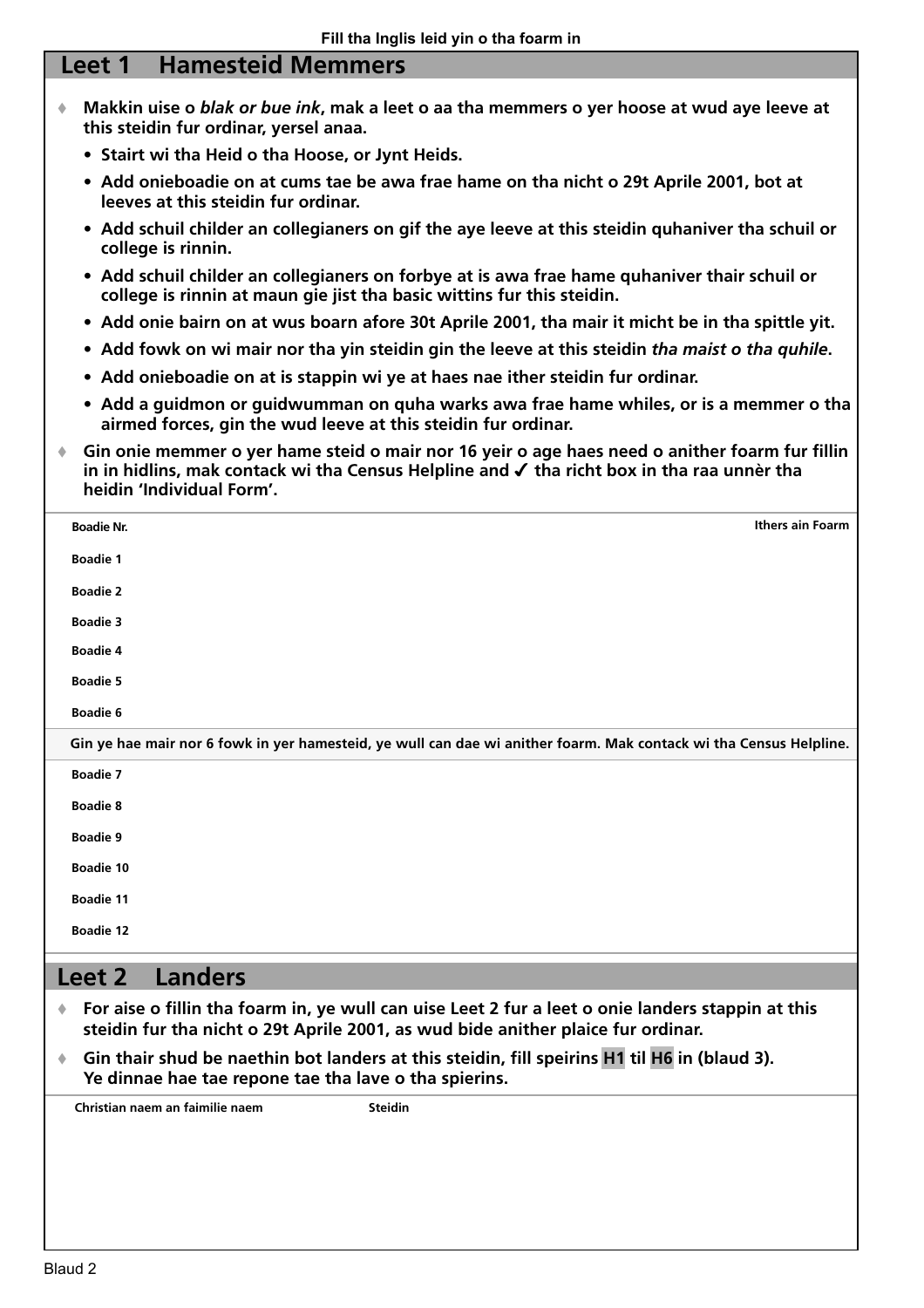Fill tha Inglis leid yin o tha foarm in

## Leet 1 Hamesteid Memmers

- **Makkin uise o *blak or bue ink*, mak a leet o aa tha memmers o yer hoose at wud aye leeve at this steidin fur ordinar, yersel anaa.**
  - **Stairt wi tha Heid o tha Hoose, or Jynt Heids.**
  - **Add onieboadie on at cums tae be awa frae hame on tha nicht o 29t Aprile 2001, bot at leeves at this steidin fur ordinar.**
  - **Add schuil childer an collegianers on gif the aye leeve at this steidin quhaniver tha schuil or college is rinnin.**
  - **Add schuil childer an collegianers on forbye at is awa frae hame quhaniver thair schuil or college is rinnin at maun gie jist tha basic wittins fur this steidin.**
  - **Add onie bairn on at wus boarn afore 30t Aprile 2001, tha mair it micht be in tha spittle yit.**
  - **Add fowk on wi mair nor tha yin steidin gin the leeve at this steidin *tha maist o tha quhile*.**
  - **Add onieboadie on at is stappin wi ye at haes nae ither steidin fur ordinar.**
  - **Add a guidmon or guidwumman on quha warks awa frae hame whiles, or is a memmer o tha airmed forces, gin the wud leeve at this steidin fur ordinar.**
- **Gin onie memmer o yer hame steid o mair nor 16 yeir o age haes need o anither foarm fur fillin in in hidlins, mak contack wi tha Census Helpline and ✓ tha richt box in tha raa unnèr tha heidin 'Individual Form'.**

| Boadie Nr. | Ithers ain Foarm |
|---|---|
| Boadie 1 | |
| Boadie 2 | |
| Boadie 3 | |
| Boadie 4 | |
| Boadie 5 | |
| Boadie 6 | |
| **Gin ye hae mair nor 6 fowk in yer hamesteid, ye wull can dae wi anither foarm. Mak contack wi tha Census Helpline.** | |
| Boadie 7 | |
| Boadie 8 | |
| Boadie 9 | |
| Boadie 10 | |
| Boadie 11 | |
| Boadie 12 | |

## Leet 2 Landers

- **For aise o fillin tha foarm in, ye wull can uise Leet 2 fur a leet o onie landers stappin at this steidin fur tha nicht o 29t Aprile 2001, as wud bide anither plaice fur ordinar.**
- **Gin thair shud be naethin bot landers at this steidin, fill speirins H1 til H6 in (blaud 3). Ye dinnae hae tae repone tae tha lave o tha spierins.**

| Christian naem an faimilie naem | Steidin |
|---|---|
| | |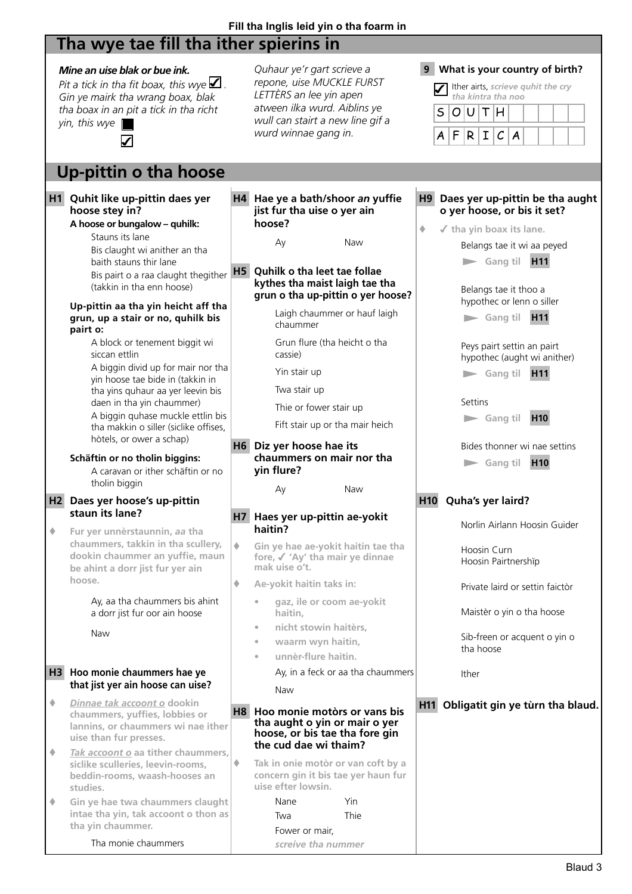Fill tha Inglis leid yin o tha foarm in

# Tha wye tae fill tha ither spierins in

***Mine an uise blak or bue ink.***
*Pit a tick in tha fit boax, this wye* ☑.
*Gin ye mairk tha wrang boax, blak tha boax in an pit a tick in tha richt yin, this wye* ■ ☑

*Quhaur ye'r gart scrieve a repone, uise MUCKLE FURST LETTÈRS an lee yin apen atween ilka wurd. Aiblins ye wull can stairt a new line gif a wurd winnae gang in.*

**9 What is your country of birth?**

☑ Ither airts, ***scrieve quhit the cry tha kintra tha noo***

S O U T H
A F R I C A

# Up-pittin o tha hoose

**H1 Quhit like up-pittin daes yer hoose stey in?**

**A hoose or bungalow – quhilk:**
- Stauns its lane
- Bis claught wi anither an tha baith stauns thir lane
- Bis pairt o a raa claught thegither (takkin in tha enn hoose)

**Up-pittin aa tha yin heicht aff tha grun, up a stair or no, quhilk bis pairt o:**
- A block or tenement biggit wi siccan ettlin
- A biggin divid up for mair nor tha yin hoose tae bide in (takkin in tha yins quhaur aa yer leevin bis daen in tha yin chaummer)
- A biggin quhase muckle ettlin bis tha makkin o siller (siclike offises, hòtels, or ower a schap)

**Schäftin or no tholin biggins:**
- A caravan or ither schäftin or no tholin biggin

**H2 Daes yer hoose's up-pittin staun its lane?**

♦ **Fur yer unnèrstaunnin, *aa* tha chaummers, takkin in tha scullery, dookin chaummer an yuffie, maun be ahint a dorr jist fur yer ain hoose.**

- Ay, aa tha chaummers bis ahint a dorr jist fur oor ain hoose
- Naw

**H3 Hoo monie chaummers hae ye that jist yer ain hoose can uise?**

♦ ***Dinnae tak accoont o*** **dookin chaummers, yuffies, lobbies or lannins, or chaummers wi nae ither uise than fur presses.**

♦ ***Tak accoont o*** **aa tither chaummers, siclike sculleries, leevin-rooms, beddin-rooms, waash-hooses an studies.**

♦ **Gin ye hae twa chaummers claught intae tha yin, tak accoont o thon as tha yin chaummer.**

Tha monie chaummers

**H4 Hae ye a bath/shoor *an* yuffie jist fur tha uise o yer ain hoose?**

- Ay
- Naw

**H5 Quhilk o tha leet tae follae kythes tha maist laigh tae tha grun o tha up-pittin o yer hoose?**

- Laigh chaummer or hauf laigh chaummer
- Grun flure (tha heicht o tha cassie)
- Yin stair up
- Twa stair up
- Thie or fower stair up
- Fift stair up or tha mair heich

**H6 Diz yer hoose hae its chaummers on mair nor tha yin flure?**

- Ay
- Naw

**H7 Haes yer up-pittin ae-yokit haitin?**

♦ **Gin ye hae ae-yokit haitin tae tha fore, ✓ 'Ay' tha mair ye dinnae mak uise o't.**

♦ **Ae-yokit haitin taks in:**
- **gaz, ile or coom ae-yokit haitin,**
- **nicht stowin haitèrs,**
- **waarm wyn haitin,**
- **unnèr-flure haitin.**

- Ay, in a feck or aa tha chaummers
- Naw

**H8 Hoo monie motòrs or vans bis tha aught o yin or mair o yer hoose, or bis tae tha fore gin tha cud dae wi thaim?**

♦ **Tak in onie motòr or van coft by a concern gin it bis tae yer haun fur uise efter lowsin.**

- Nane
- Yin
- Twa
- Thie
- Fower or mair, ***screive tha nummer***

**H9 Daes yer up-pittin be tha aught o yer hoose, or bis it set?**

♦ **✓ tha yin boax its lane.**

- Belangs tae it wi aa peyed ► Gang til **H11**
- Belangs tae it thoo a hypothec or lenn o siller ► Gang til **H11**
- Peys pairt settin an pairt hypothec (aught wi anither) ► Gang til **H11**
- Settins ► Gang til **H10**
- Bides thonner wi nae settins ► Gang til **H10**

**H10 Quha's yer laird?**

- Norlin Airlann Hoosin Guider
- Hoosin Curn
  Hoosin Pairtnership
- Private laird or settin faictòr
- Maistèr o yin o tha hoose
- Sib-freen or acquent o yin o tha hoose
- Ither

**H11 Obligatit gin ye tùrn tha blaud.**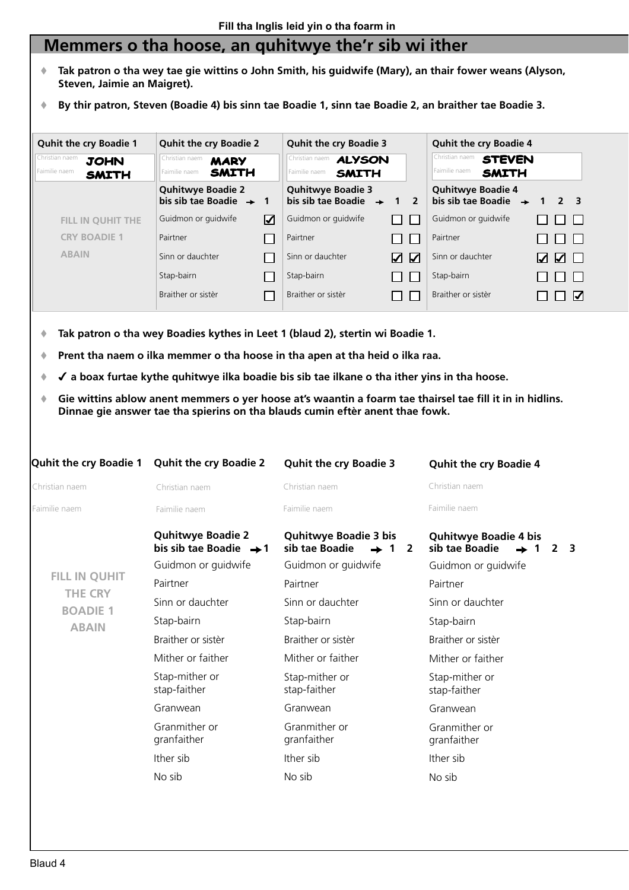Fill tha Inglis leid yin o tha foarm in

# Memmers o tha hoose, an quhitwye the'r sib wi ither

- **Tak patron o tha wey tae gie wittins o John Smith, his guidwife (Mary), an thair fower weans (Alyson, Steven, Jaimie an Maigret).**
- **By thir patron, Steven (Boadie 4) bis sinn tae Boadie 1, sinn tae Boadie 2, an braither tae Boadie 3.**

| Quhit the cry Boadie 1 | Quhit the cry Boadie 2 | | Quhit the cry Boadie 3 | | | Quhit the cry Boadie 4 | | | |
|---|---|---|---|---|---|---|---|---|---|
| Christian naem JOHN<br>Faimilie naem SMITH | Christian naem MARY<br>Faimilie naem SMITH | | Christian naem ALYSON<br>Faimilie naem SMITH | | | Christian naem STEVEN<br>Faimilie naem SMITH | | | |
| | **Quhitwye Boadie 2 bis sib tae Boadie →** | **1** | **Quhitwye Boadie 3 bis sib tae Boadie →** | **1** | **2** | **Quhitwye Boadie 4 bis sib tae Boadie →** | **1** | **2** | **3** |
| FILL IN QUHIT THE CRY BOADIE 1 ABAIN | Guidmon or guidwife | ☑ | Guidmon or guidwife | ☐ | ☐ | Guidmon or guidwife | ☐ | ☐ | ☐ |
| | Pairtner | ☐ | Pairtner | ☐ | ☐ | Pairtner | ☐ | ☐ | ☐ |
| | Sinn or dauchter | ☐ | Sinn or dauchter | ☑ | ☑ | Sinn or dauchter | ☑ | ☑ | ☐ |
| | Stap-bairn | ☐ | Stap-bairn | ☐ | ☐ | Stap-bairn | ☐ | ☐ | ☐ |
| | Braither or sistèr | ☐ | Braither or sistèr | ☐ | ☐ | Braither or sistèr | ☐ | ☐ | ☑ |

- **Tak patron o tha wey Boadies kythes in Leet 1 (blaud 2), stertin wi Boadie 1.**
- **Prent tha naem o ilka memmer o tha hoose in tha apen at tha heid o ilka raa.**
- **✓ a boax furtae kythe quhitwye ilka boadie bis sib tae ilkane o tha ither yins in tha hoose.**
- **Gie wittins ablow anent memmers o yer hoose at's waantin a foarm tae thairsel tae fill it in in hidlins. Dinnae gie answer tae tha spierins on tha blauds cumin eftèr anent thae fowk.**

| Quhit the cry Boadie 1 | Quhit the cry Boadie 2 | Quhit the cry Boadie 3 | Quhit the cry Boadie 4 |
|---|---|---|---|
| Christian naem | Christian naem | Christian naem | Christian naem |
| Faimilie naem | Faimilie naem | Faimilie naem | Faimilie naem |
| | **Quhitwye Boadie 2 bis sib tae Boadie → 1** | **Quhitwye Boadie 3 bis sib tae Boadie → 1 2** | **Quhitwye Boadie 4 bis sib tae Boadie → 1 2 3** |
| FILL IN QUHIT THE CRY BOADIE 1 ABAIN | Guidmon or guidwife | Guidmon or guidwife | Guidmon or guidwife |
| | Pairtner | Pairtner | Pairtner |
| | Sinn or dauchter | Sinn or dauchter | Sinn or dauchter |
| | Stap-bairn | Stap-bairn | Stap-bairn |
| | Braither or sistèr | Braither or sistèr | Braither or sistèr |
| | Mither or faither | Mither or faither | Mither or faither |
| | Stap-mither or stap-faither | Stap-mither or stap-faither | Stap-mither or stap-faither |
| | Granwean | Granwean | Granwean |
| | Granmither or granfaither | Granmither or granfaither | Granmither or granfaither |
| | Ither sib | Ither sib | Ither sib |
| | No sib | No sib | No sib |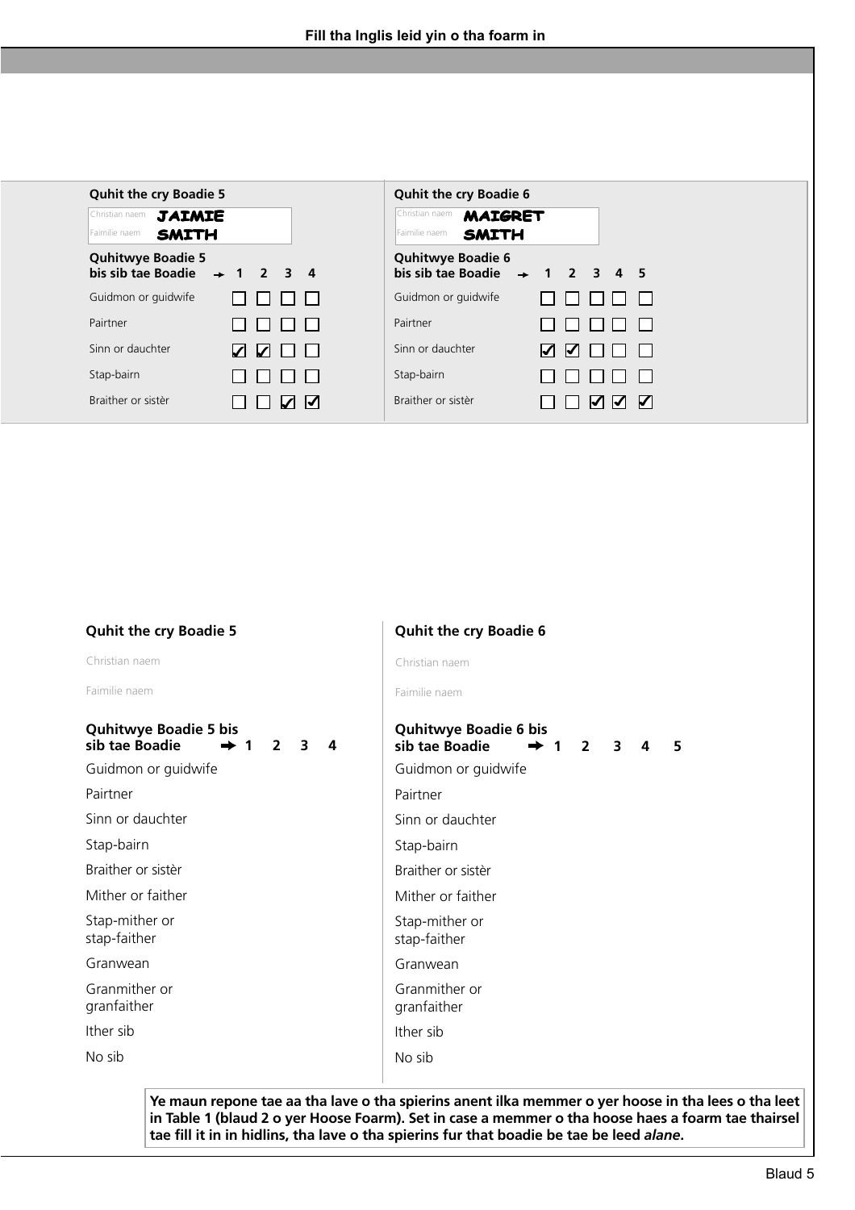**Fill tha Inglis leid yin o tha foarm in**

**Quhit the cry Boadie 5**

Christian naem **JAIMIE**
Faimilie naem **SMITH**

| Quhitwye Boadie 5 bis sib tae Boadie → | 1 | 2 | 3 | 4 |
|---|---|---|---|---|
| Guidmon or guidwife | ☐ | ☐ | ☐ | ☐ |
| Pairtner | ☐ | ☐ | ☐ | ☐ |
| Sinn or dauchter | ☑ | ☑ | ☐ | ☐ |
| Stap-bairn | ☐ | ☐ | ☐ | ☐ |
| Braither or sistèr | ☐ | ☐ | ☑ | ☑ |

**Quhit the cry Boadie 6**

Christian naem **MAIGRET**
Faimilie naem **SMITH**

| Quhitwye Boadie 6 bis sib tae Boadie → | 1 | 2 | 3 | 4 | 5 |
|---|---|---|---|---|---|
| Guidmon or guidwife | ☐ | ☐ | ☐ | ☐ | ☐ |
| Pairtner | ☐ | ☐ | ☐ | ☐ | ☐ |
| Sinn or dauchter | ☑ | ☑ | ☐ | ☐ | ☐ |
| Stap-bairn | ☐ | ☐ | ☐ | ☐ | ☐ |
| Braither or sistèr | ☐ | ☐ | ☑ | ☑ | ☑ |

**Quhit the cry Boadie 5**

Christian naem

Faimilie naem

| Quhitwye Boadie 5 bis sib tae Boadie → | 1 | 2 | 3 | 4 |
|---|---|---|---|---|
| Guidmon or guidwife | | | | |
| Pairtner | | | | |
| Sinn or dauchter | | | | |
| Stap-bairn | | | | |
| Braither or sistèr | | | | |
| Mither or faither | | | | |
| Stap-mither or stap-faither | | | | |
| Granwean | | | | |
| Granmither or granfaither | | | | |
| Ither sib | | | | |
| No sib | | | | |

**Quhit the cry Boadie 6**

Christian naem

Faimilie naem

| Quhitwye Boadie 6 bis sib tae Boadie → | 1 | 2 | 3 | 4 | 5 |
|---|---|---|---|---|---|
| Guidmon or guidwife | | | | | |
| Pairtner | | | | | |
| Sinn or dauchter | | | | | |
| Stap-bairn | | | | | |
| Braither or sistèr | | | | | |
| Mither or faither | | | | | |
| Stap-mither or stap-faither | | | | | |
| Granwean | | | | | |
| Granmither or granfaither | | | | | |
| Ither sib | | | | | |
| No sib | | | | | |

**Ye maun repone tae aa tha lave o tha spierins anent ilka memmer o yer hoose in tha lees o tha leet in Table 1 (blaud 2 o yer Hoose Foarm). Set in case a memmer o tha hoose haes a foarm tae thairsel tae fill it in in hidlins, tha lave o tha spierins fur that boadie be tae be leed *alane*.**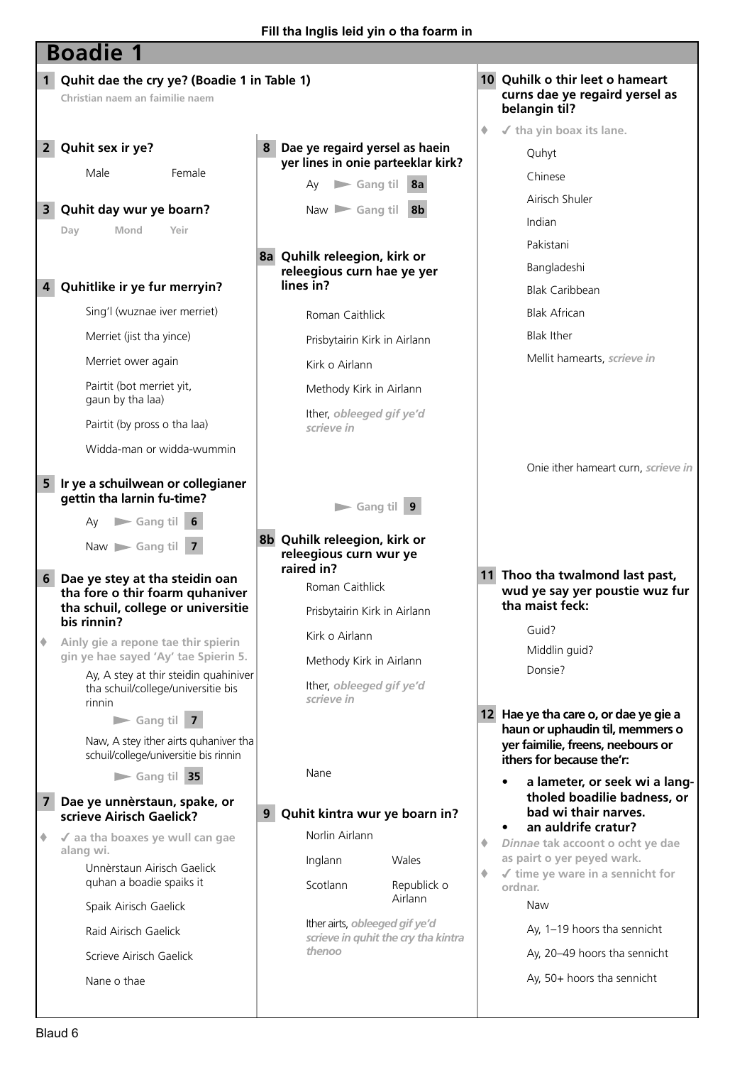Fill tha Inglis leid yin o tha foarm in

# Boadie 1

**1 Quhit dae the cry ye? (Boadie 1 in Table 1)**

Christian naem an faimilie naem

**2 Quhit sex ir ye?**

- Male
- Female

**3 Quhit day wur ye boarn?**

Day Mond Yeir

**4 Quhitlike ir ye fur merryin?**

- Sing'l (wuznae iver merriet)
- Merriet (jist tha yince)
- Merriet ower again
- Pairtit (bot merriet yit, gaun by tha laa)
- Pairtit (by pross o tha laa)
- Widda-man or widda-wummin

**5 Ir ye a schuilwean or collegianer gettin tha larnin fu-time?**

- Ay ► Gang til **6**
- Naw ► Gang til **7**

**6 Dae ye stey at tha steidin oan tha fore o thir foarm quhaniver tha schuil, college or universitie bis rinnin?**

♦ Ainly gie a repone tae thir spierin gin ye hae sayed 'Ay' tae Spierin 5.

- Ay, A stey at thir steidin quahiniver tha schuil/college/universitie bis rinnin ► Gang til **7**
- Naw, A stey ither airts quhaniver tha schuil/college/universitie bis rinnin ► Gang til **35**

**7 Dae ye unnèrstaun, spake, or scrieve Airisch Gaelick?**

♦ ✓ aa tha boaxes ye wull can gae alang wi.

- Unnèrstaun Airisch Gaelick quhan a boadie spaiks it
- Spaik Airisch Gaelick
- Raid Airisch Gaelick
- Scrieve Airisch Gaelick
- Nane o thae

**8 Dae ye regaird yersel as haein yer lines in onie parteeklar kirk?**

- Ay ► Gang til **8a**
- Naw ► Gang til **8b**

**8a Quhilk releegion, kirk or releegious curn hae ye yer lines in?**

- Roman Caithlick
- Prisbytairin Kirk in Airlann
- Kirk o Airlann
- Methody Kirk in Airlann
- Ither, *obleeged gif ye'd scrieve in*

► Gang til **9**

**8b Quhilk releegion, kirk or releegious curn wur ye raired in?**

- Roman Caithlick
- Prisbytairin Kirk in Airlann
- Kirk o Airlann
- Methody Kirk in Airlann
- Ither, *obleeged gif ye'd scrieve in*
- Nane

**9 Quhit kintra wur ye boarn in?**

- Norlin Airlann
- Inglann
- Wales
- Scotlann
- Republick o Airlann
- Ither airts, *obleeged gif ye'd scrieve in quhit the cry tha kintra thenoo*

**10 Quhilk o thir leet o hameart curns dae ye regaird yersel as belangin til?**

♦ ✓ tha yin boax its lane.

- Quhyt
- Chinese
- Airisch Shuler
- Indian
- Pakistani
- Bangladeshi
- Blak Caribbean
- Blak African
- Blak Ither
- Mellit hamearts, *scrieve in*
- Onie ither hameart curn, *scrieve in*

**11 Thoo tha twalmond last past, wud ye say yer poustie wuz fur tha maist feck:**

- Guid?
- Middlin guid?
- Donsie?

**12 Hae ye tha care o, or dae ye gie a haun or uphaudin til, memmers o yer faimilie, freens, neebours or ithers for because the'r:**

- **a lameter, or seek wi a lang-tholed boadilie badness, or bad wi thair narves.**
- **an auldrife cratur?**

♦ *Dinnae* tak accoont o ocht ye dae as pairt o yer peyed wark.

♦ ✓ time ye ware in a sennicht for ordnar.

- Naw
- Ay, 1–19 hoors tha sennicht
- Ay, 20–49 hoors tha sennicht
- Ay, 50+ hoors tha sennicht

Blaud 6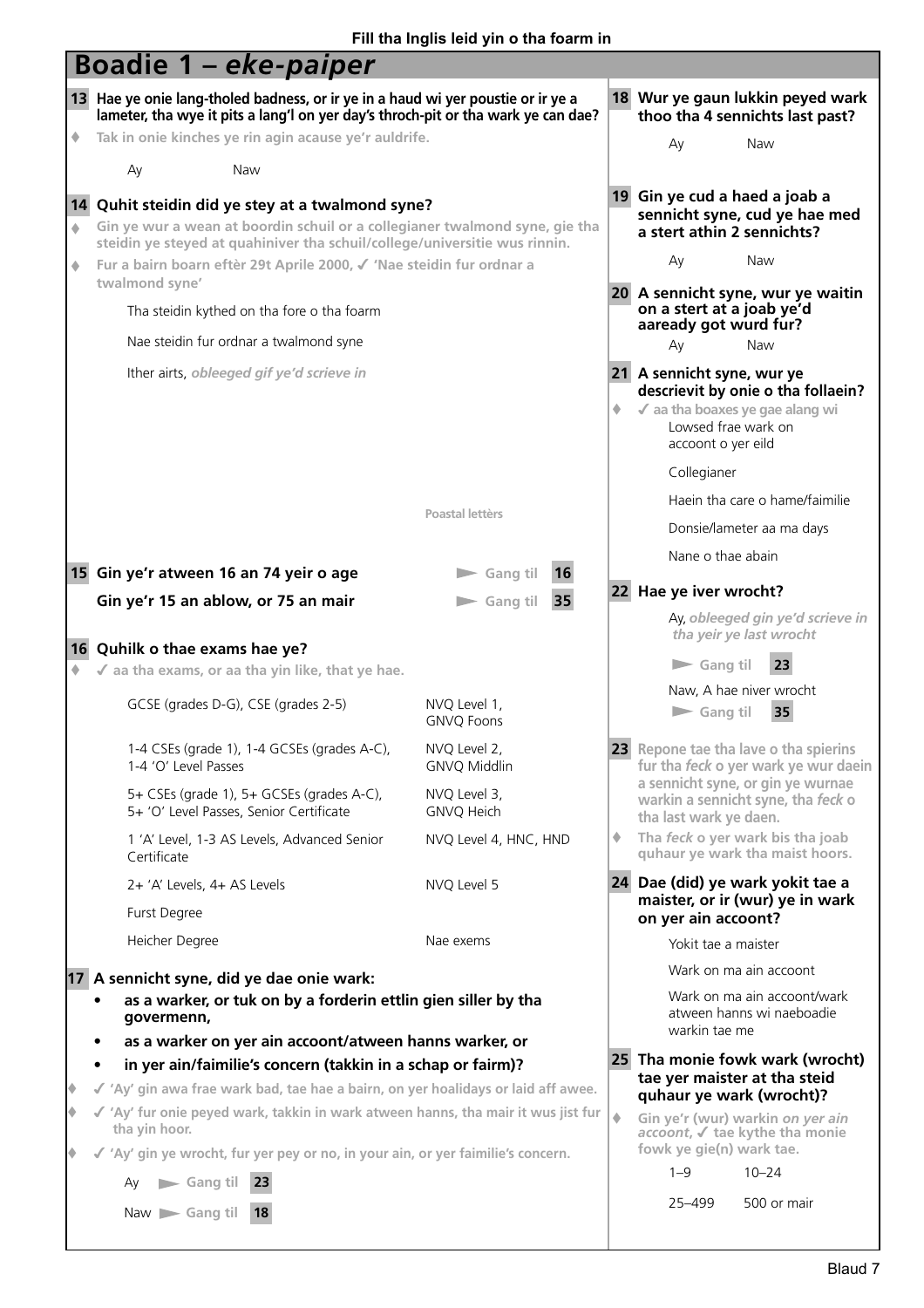Fill tha Inglis leid yin o tha foarm in

# Boadie 1 – *eke-paiper*

**13 Hae ye onie lang-tholed badness, or ir ye in a haud wi yer poustie or ir ye a lameter, tha wye it pits a lang'l on yer day's throch-pit or tha wark ye can dae?**

- Tak in onie kinches ye rin agin acause ye'r auldrife.

Ay
Naw

**14 Quhit steidin did ye stey at a twalmond syne?**

- Gin ye wur a wean at boordin schuil or a collegianer twalmond syne, gie tha steidin ye steyed at quahiniver tha schuil/college/universitie wus rinnin.
- Fur a bairn boarn eftèr 29t Aprile 2000, ✓ 'Nae steidin fur ordnar a twalmond syne'

Tha steidin kythed on tha fore o tha foarm

Nae steidin fur ordnar a twalmond syne

Ither airts, *obleeged gif ye'd scrieve in*

Poastal lettèrs

**15 Gin ye'r atween 16 an 74 yeir o age** ► Gang til **16**

**Gin ye'r 15 an ablow, or 75 an mair** ► Gang til **35**

**16 Quhilk o thae exams hae ye?**

- ✓ aa tha exams, or aa tha yin like, that ye hae.

| | |
|---|---|
| GCSE (grades D-G), CSE (grades 2-5) | NVQ Level 1, GNVQ Foons |
| 1-4 CSEs (grade 1), 1-4 GCSEs (grades A-C), 1-4 'O' Level Passes | NVQ Level 2, GNVQ Middlin |
| 5+ CSEs (grade 1), 5+ GCSEs (grades A-C), 5+ 'O' Level Passes, Senior Certificate | NVQ Level 3, GNVQ Heich |
| 1 'A' Level, 1-3 AS Levels, Advanced Senior Certificate | NVQ Level 4, HNC, HND |
| 2+ 'A' Levels, 4+ AS Levels | NVQ Level 5 |
| Furst Degree | |
| Heicher Degree | Nae exems |

**17 A sennicht syne, did ye dae onie wark:**

- **as a warker, or tuk on by a forderin ettlin gien siller by tha govermenn,**
- **as a warker on yer ain accoont/atween hanns warker, or**
- **in yer ain/faimilie's concern (takkin in a schap or fairm)?**

- ✓ 'Ay' gin awa frae wark bad, tae hae a bairn, on yer hoalidays or laid aff awee.
- ✓ 'Ay' fur onie peyed wark, takkin in wark atween hanns, tha mair it wus jist fur tha yin hoor.
- ✓ 'Ay' gin ye wrocht, fur yer pey or no, in your ain, or yer faimilie's concern.

Ay ► Gang til **23**

Naw ► Gang til **18**

**18 Wur ye gaun lukkin peyed wark thoo tha 4 sennichts last past?**

Ay
Naw

**19 Gin ye cud a haed a joab a sennicht syne, cud ye hae med a stert athin 2 sennichts?**

Ay
Naw

**20 A sennicht syne, wur ye waitin on a stert at a joab ye'd aaready got wurd fur?**

Ay
Naw

**21 A sennicht syne, wur ye descrievit by onie o tha follaein?**

- ✓ aa tha boaxes ye gae alang wi

Lowsed frae wark on accoont o yer eild

Collegianer

Haein tha care o hame/faimilie

Donsie/lameter aa ma days

Nane o thae abain

**22 Hae ye iver wrocht?**

Ay, *obleeged gin ye'd scrieve in tha yeir ye last wrocht* ► Gang til **23**

Naw, A hae niver wrocht ► Gang til **35**

**23 Repone tae tha lave o tha spierins fur tha *feck* o yer wark ye wur daein a sennicht syne, or gin ye wurnae warkin a sennicht syne, tha *feck* o tha last wark ye daen.**

- Tha *feck* o yer wark bis tha joab quhaur ye wark tha maist hoors.

**24 Dae (did) ye wark yokit tae a maister, or ir (wur) ye in wark on yer ain accoont?**

Yokit tae a maister

Wark on ma ain accoont

Wark on ma ain accoont/wark atween hanns wi naeboadie warkin tae me

**25 Tha monie fowk wark (wrocht) tae yer maister at tha steid quhaur ye wark (wrocht)?**

- Gin ye'r (wur) warkin *on yer ain accoont*, ✓ tae kythe tha monie fowk ye gie(n) wark tae.

| | |
|---|---|
| 1–9 | 10–24 |
| 25–499 | 500 or mair |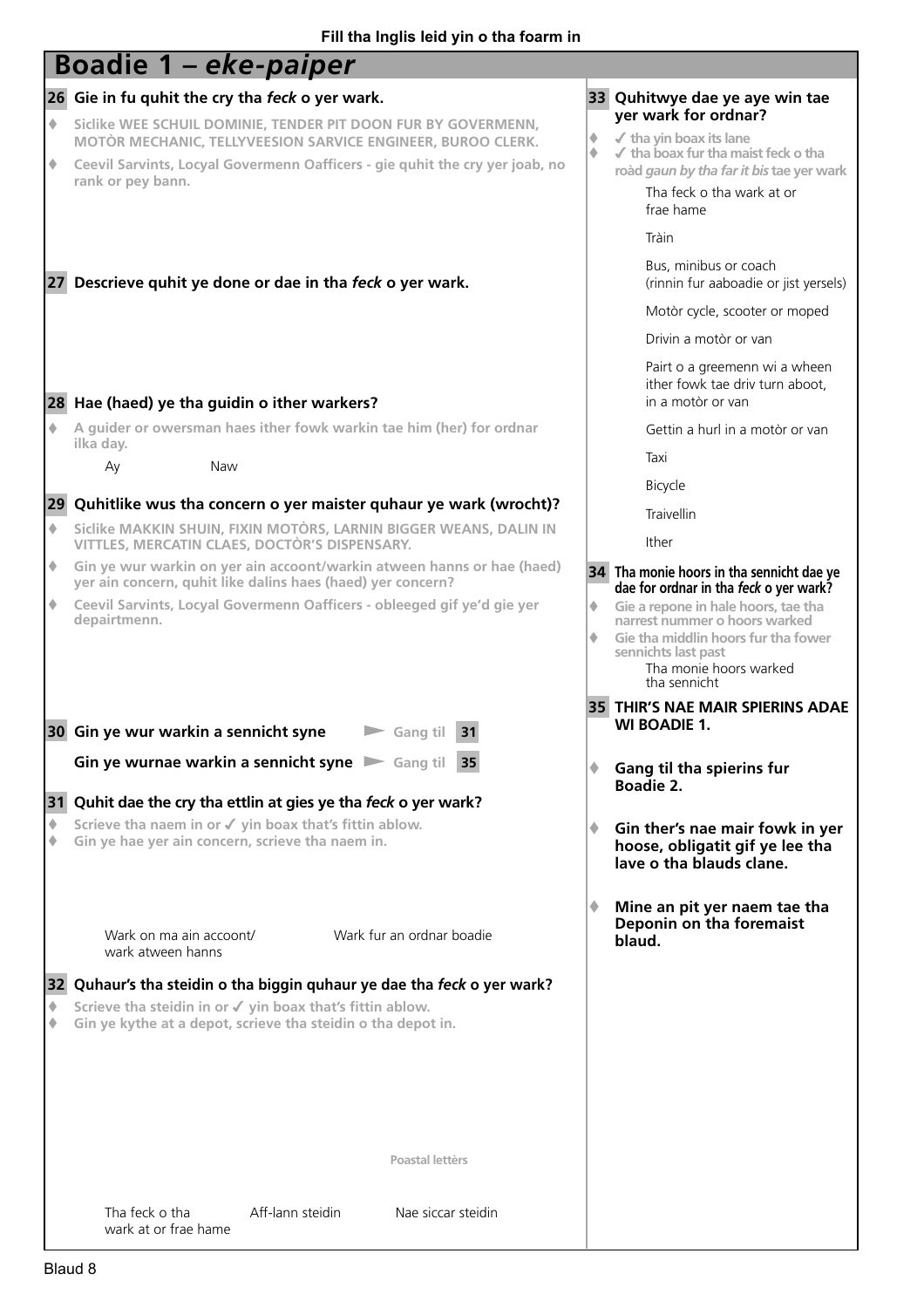**Fill tha Inglis leid yin o tha foarm in**

# Boadie 1 – *eke-paiper*

**26 Gie in fu quhit the cry tha *feck* o yer wark.**

- Siclike WEE SCHUIL DOMINIE, TENDER PIT DOON FUR BY GOVERMENN, MOTÒR MECHANIC, TELLYVEESION SARVICE ENGINEER, BUROO CLERK.
- Ceevil Sarvints, Locyal Govermenn Oafficers - gie quhit the cry yer joab, no rank or pey bann.

**27 Descrieve quhit ye done or dae in tha *feck* o yer wark.**

**28 Hae (haed) ye tha guidin o ither warkers?**

- A guider or owersman haes ither fowk warkin tae him (her) for ordnar ilka day.

Ay

Naw

**29 Quhitlike wus tha concern o yer maister quhaur ye wark (wrocht)?**

- Siclike MAKKIN SHUIN, FIXIN MOTÒRS, LARNIN BIGGER WEANS, DALIN IN VITTLES, MERCATIN CLAES, DOCTÒR'S DISPENSARY.
- Gin ye wur warkin on yer ain accoont/warkin atween hanns or hae (haed) yer ain concern, quhit like dalins haes (haed) yer concern?
- Ceevil Sarvints, Locyal Govermenn Oafficers - obleeged gif ye'd gie yer depairtmenn.

**30 Gin ye wur warkin a sennicht syne** ► Gang til **31**

**Gin ye wurnae warkin a sennicht syne** ► Gang til **35**

**31 Quhit dae the cry tha ettlin at gies ye tha *feck* o yer wark?**

- Scrieve tha naem in or ✓ yin boax that's fittin ablow.
- Gin ye hae yer ain concern, scrieve tha naem in.

Wark on ma ain accoont/ wark atween hanns

Wark fur an ordnar boadie

**32 Quhaur's tha steidin o tha biggin quhaur ye dae tha *feck* o yer wark?**

- Scrieve tha steidin in or ✓ yin boax that's fittin ablow.
- Gin ye kythe at a depot, scrieve tha steidin o tha depot in.

Poastal lettèrs

Tha feck o tha wark at or frae hame

Aff-lann steidin

Nae siccar steidin

**33 Quhitwye dae ye aye win tae yer wark for ordnar?**

- ✓ tha yin boax its lane
- ✓ tha boax fur tha maist feck o tha roàd *gaun by tha far it bis* tae yer wark

Tha feck o tha wark at or frae hame

Tràin

Bus, minibus or coach (rinnin fur aaboadie or jist yersels)

Motòr cycle, scooter or moped

Drivin a motòr or van

Pairt o a greemenn wi a wheen ither fowk tae driv turn aboot, in a motòr or van

Gettin a hurl in a motòr or van

Taxi

Bicycle

Traivellin

Ither

**34 Tha monie hoors in tha sennicht dae ye dae for ordnar in tha *feck* o yer wark?**

- Gie a repone in hale hoors, tae tha narrest nummer o hoors warked
- Gie tha middlin hoors fur tha fower sennichts last past

Tha monie hoors warked tha sennicht

**35 THIR'S NAE MAIR SPIERINS ADAE WI BOADIE 1.**

- **Gang til tha spierins fur Boadie 2.**
- **Gin ther's nae mair fowk in yer hoose, obligatit gif ye lee tha lave o tha blauds clane.**
- **Mine an pit yer naem tae tha Deponin on tha foremaist blaud.**